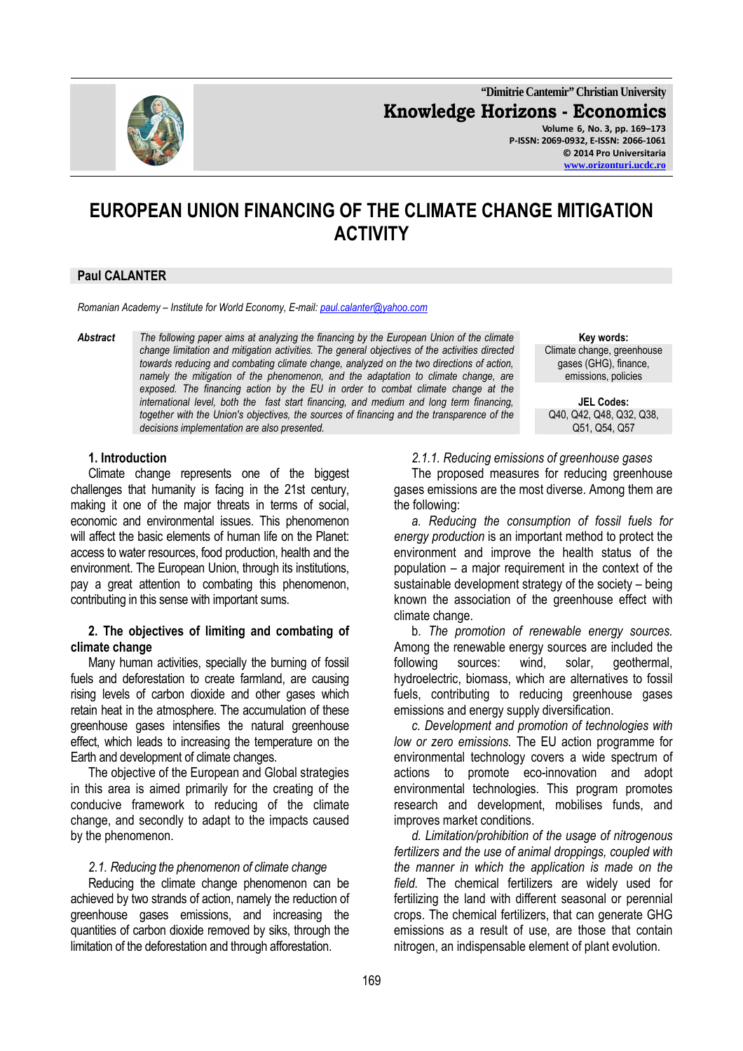# EUROPEAN UNION FINANCING OF THE CLIMATE CHANGE MITIGATION ACTIVITY

**Paul CALANTER**

*Romanian Academy – Institute for World Economy, E-mail: paul.calanter@yahoo.com*

***Abstract*** *The following paper aims at analyzing the financing by the European Union of the climate change limitation and mitigation activities. The general objectives of the activities directed towards reducing and combating climate change, analyzed on the two directions of action, namely the mitigation of the phenomenon, and the adaptation to climate change, are exposed. The financing action by the EU in order to combat climate change at the international level, both the fast start financing, and medium and long term financing, together with the Union's objectives, the sources of financing and the transparence of the decisions implementation are also presented.*

**Key words:** Climate change, greenhouse gases (GHG), finance, emissions, policies

**JEL Codes:** Q40, Q42, Q48, Q32, Q38, Q51, Q54, Q57

## 1. Introduction

Climate change represents one of the biggest challenges that humanity is facing in the 21st century, making it one of the major threats in terms of social, economic and environmental issues. This phenomenon will affect the basic elements of human life on the Planet: access to water resources, food production, health and the environment. The European Union, through its institutions, pay a great attention to combating this phenomenon, contributing in this sense with important sums.

## 2. The objectives of limiting and combating of climate change

Many human activities, specially the burning of fossil fuels and deforestation to create farmland, are causing rising levels of carbon dioxide and other gases which retain heat in the atmosphere. The accumulation of these greenhouse gases intensifies the natural greenhouse effect, which leads to increasing the temperature on the Earth and development of climate changes.

The objective of the European and Global strategies in this area is aimed primarily for the creating of the conducive framework to reducing of the climate change, and secondly to adapt to the impacts caused by the phenomenon.

### *2.1. Reducing the phenomenon of climate change*

Reducing the climate change phenomenon can be achieved by two strands of action, namely the reduction of greenhouse gases emissions, and increasing the quantities of carbon dioxide removed by siks, through the limitation of the deforestation and through afforestation.

#### *2.1.1. Reducing emissions of greenhouse gases*

The proposed measures for reducing greenhouse gases emissions are the most diverse. Among them are the following:

*a. Reducing the consumption of fossil fuels for energy production* is an important method to protect the environment and improve the health status of the population – a major requirement in the context of the sustainable development strategy of the society – being known the association of the greenhouse effect with climate change.

b. *The promotion of renewable energy sources.* Among the renewable energy sources are included the following sources: wind, solar, geothermal, hydroelectric, biomass, which are alternatives to fossil fuels, contributing to reducing greenhouse gases emissions and energy supply diversification.

*c. Development and promotion of technologies with low or zero emissions.* The EU action programme for environmental technology covers a wide spectrum of actions to promote eco-innovation and adopt environmental technologies. This program promotes research and development, mobilises funds, and improves market conditions.

*d. Limitation/prohibition of the usage of nitrogenous fertilizers and the use of animal droppings, coupled with the manner in which the application is made on the field.* The chemical fertilizers are widely used for fertilizing the land with different seasonal or perennial crops. The chemical fertilizers, that can generate GHG emissions as a result of use, are those that contain nitrogen, an indispensable element of plant evolution.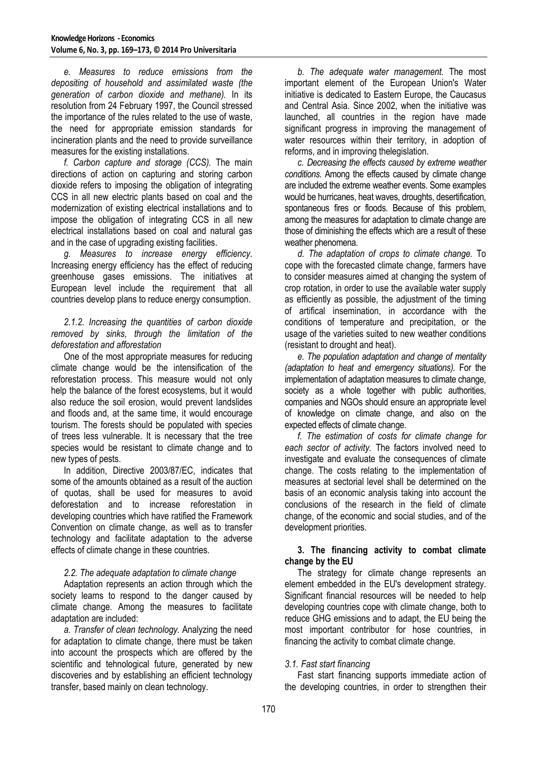*e. Measures to reduce emissions from the depositing of household and assimilated waste (the generation of carbon dioxide and methane).* In its resolution from 24 February 1997, the Council stressed the importance of the rules related to the use of waste, the need for appropriate emission standards for incineration plants and the need to provide surveillance measures for the existing installations.

*f. Carbon capture and storage (CCS).* The main directions of action on capturing and storing carbon dioxide refers to imposing the obligation of integrating CCS in all new electric plants based on coal and the modernization of existing electrical installations and to impose the obligation of integrating CCS in all new electrical installations based on coal and natural gas and in the case of upgrading existing facilities.

*g. Measures to increase energy efficiency.* Increasing energy efficiency has the effect of reducing greenhouse gases emissions. The initiatives at European level include the requirement that all countries develop plans to reduce energy consumption.

*2.1.2. Increasing the quantities of carbon dioxide removed by sinks, through the limitation of the deforestation and afforestation*

One of the most appropriate measures for reducing climate change would be the intensification of the reforestation process. This measure would not only help the balance of the forest ecosystems, but it would also reduce the soil erosion, would prevent landslides and floods and, at the same time, it would encourage tourism. The forests should be populated with species of trees less vulnerable. It is necessary that the tree species would be resistant to climate change and to new types of pests.

In addition, Directive 2003/87/EC, indicates that some of the amounts obtained as a result of the auction of quotas, shall be used for measures to avoid deforestation and to increase reforestation in developing countries which have ratified the Framework Convention on climate change, as well as to transfer technology and facilitate adaptation to the adverse effects of climate change in these countries.

*2.2. The adequate adaptation to climate change*

Adaptation represents an action through which the society learns to respond to the danger caused by climate change. Among the measures to facilitate adaptation are included:

*a. Transfer of clean technology.* Analyzing the need for adaptation to climate change, there must be taken into account the prospects which are offered by the scientific and tehnological future, generated by new discoveries and by establishing an efficient technology transfer, based mainly on clean technology.

*b. The adequate water management.* The most important element of the European Union's Water initiative is dedicated to Eastern Europe, the Caucasus and Central Asia. Since 2002, when the initiative was launched, all countries in the region have made significant progress in improving the management of water resources within their territory, in adoption of reforms, and in improving thelegislation.

*c. Decreasing the effects caused by extreme weather conditions.* Among the effects caused by climate change are included the extreme weather events. Some examples would be hurricanes, heat waves, droughts, desertification, spontaneous fires or floods. Because of this problem, among the measures for adaptation to climate change are those of diminishing the effects which are a result of these weather phenomena.

*d. The adaptation of crops to climate change.* To cope with the forecasted climate change, farmers have to consider measures aimed at changing the system of crop rotation, in order to use the available water supply as efficiently as possible, the adjustment of the timing of artifical insemination, in accordance with the conditions of temperature and precipitation, or the usage of the varieties suited to new weather conditions (resistant to drought and heat).

*e. The population adaptation and change of mentality (adaptation to heat and emergency situations).* For the implementation of adaptation measures to climate change, society as a whole together with public authorities, companies and NGOs should ensure an appropriate level of knowledge on climate change, and also on the expected effects of climate change.

*f. The estimation of costs for climate change for each sector of activity.* The factors involved need to investigate and evaluate the consequences of climate change. The costs relating to the implementation of measures at sectorial level shall be determined on the basis of an economic analysis taking into account the conclusions of the research in the field of climate change, of the economic and social studies, and of the development priorities.

## 3. The financing activity to combat climate change by the EU

The strategy for climate change represents an element embedded in the EU's development strategy. Significant financial resources will be needed to help developing countries cope with climate change, both to reduce GHG emissions and to adapt, the EU being the most important contributor for hose countries, in financing the activity to combat climate change.

*3.1. Fast start financing*

Fast start financing supports immediate action of the developing countries, in order to strengthen their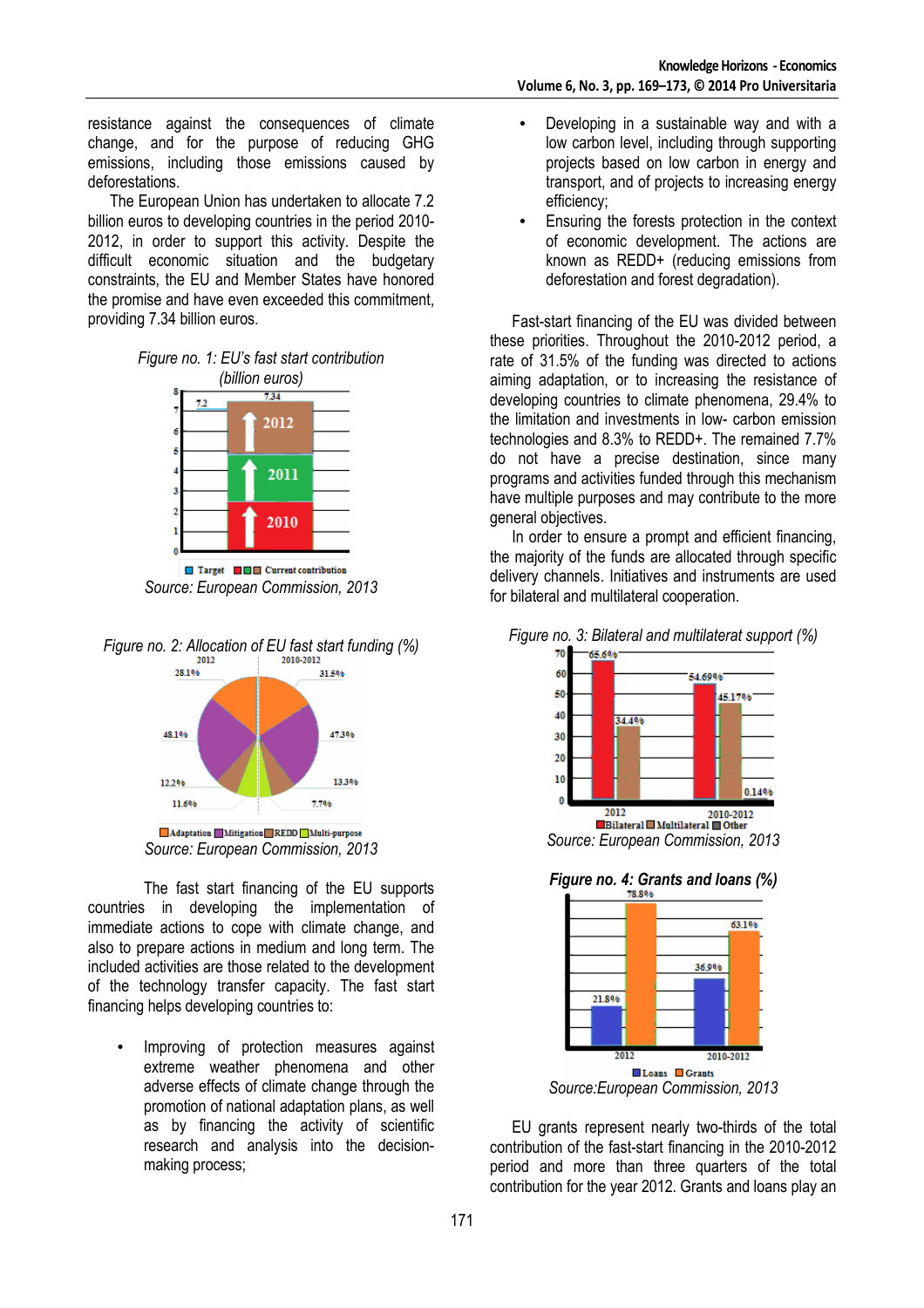resistance against the consequences of climate change, and for the purpose of reducing GHG emissions, including those emissions caused by deforestations.

The European Union has undertaken to allocate 7.2 billion euros to developing countries in the period 2010-2012, in order to support this activity. Despite the difficult economic situation and the budgetary constraints, the EU and Member States have honored the promise and have even exceeded this commitment, providing 7.34 billion euros.

*Figure no. 1: EU's fast start contribution (billion euros)*

Source: European Commission, 2013

*Figure no. 2: Allocation of EU fast start funding (%)*

Source: European Commission, 2013

The fast start financing of the EU supports countries in developing the implementation of immediate actions to cope with climate change, and also to prepare actions in medium and long term. The included activities are those related to the development of the technology transfer capacity. The fast start financing helps developing countries to:

- Improving of protection measures against extreme weather phenomena and other adverse effects of climate change through the promotion of national adaptation plans, as well as by financing the activity of scientific research and analysis into the decision-making process;
- Developing in a sustainable way and with a low carbon level, including through supporting projects based on low carbon in energy and transport, and of projects to increasing energy efficiency;
- Ensuring the forests protection in the context of economic development. The actions are known as REDD+ (reducing emissions from deforestation and forest degradation).

Fast-start financing of the EU was divided between these priorities. Throughout the 2010-2012 period, a rate of 31.5% of the funding was directed to actions aiming adaptation, or to increasing the resistance of developing countries to climate phenomena, 29.4% to the limitation and investments in low- carbon emission technologies and 8.3% to REDD+. The remained 7.7% do not have a precise destination, since many programs and activities funded through this mechanism have multiple purposes and may contribute to the more general objectives.

In order to ensure a prompt and efficient financing, the majority of the funds are allocated through specific delivery channels. Initiatives and instruments are used for bilateral and multilateral cooperation.

*Figure no. 3: Bilateral and multilaterat support (%)*

Source: European Commission, 2013

***Figure no. 4: Grants and loans (%)***

Source:European Commission, 2013

EU grants represent nearly two-thirds of the total contribution of the fast-start financing in the 2010-2012 period and more than three quarters of the total contribution for the year 2012. Grants and loans play an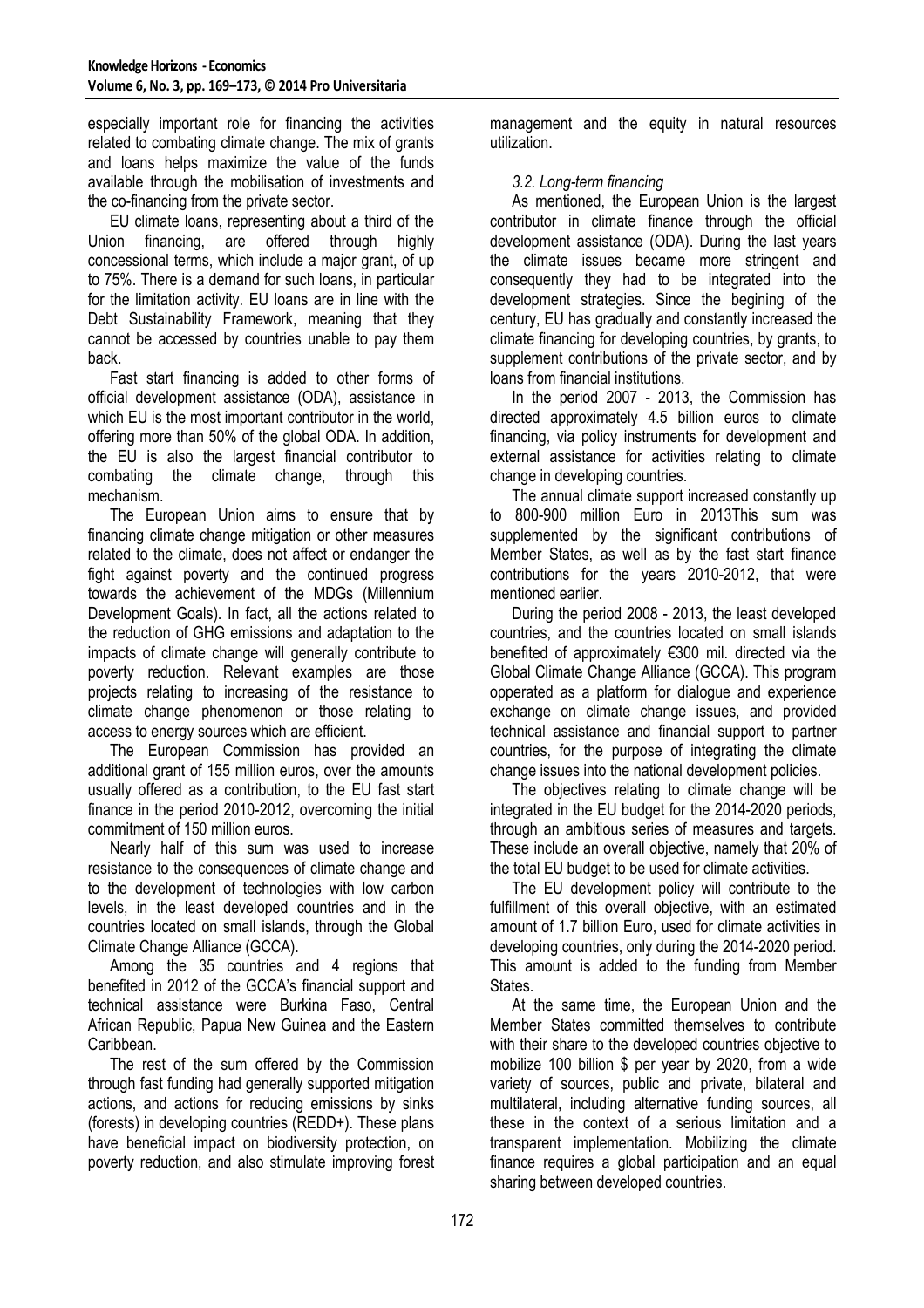especially important role for financing the activities related to combating climate change. The mix of grants and loans helps maximize the value of the funds available through the mobilisation of investments and the co-financing from the private sector.

EU climate loans, representing about a third of the Union financing, are offered through highly concessional terms, which include a major grant, of up to 75%. There is a demand for such loans, in particular for the limitation activity. EU loans are in line with the Debt Sustainability Framework, meaning that they cannot be accessed by countries unable to pay them back.

Fast start financing is added to other forms of official development assistance (ODA), assistance in which EU is the most important contributor in the world, offering more than 50% of the global ODA. In addition, the EU is also the largest financial contributor to combating the climate change, through this mechanism.

The European Union aims to ensure that by financing climate change mitigation or other measures related to the climate, does not affect or endanger the fight against poverty and the continued progress towards the achievement of the MDGs (Millennium Development Goals). In fact, all the actions related to the reduction of GHG emissions and adaptation to the impacts of climate change will generally contribute to poverty reduction. Relevant examples are those projects relating to increasing of the resistance to climate change phenomenon or those relating to access to energy sources which are efficient.

The European Commission has provided an additional grant of 155 million euros, over the amounts usually offered as a contribution, to the EU fast start finance in the period 2010-2012, overcoming the initial commitment of 150 million euros.

Nearly half of this sum was used to increase resistance to the consequences of climate change and to the development of technologies with low carbon levels, in the least developed countries and in the countries located on small islands, through the Global Climate Change Alliance (GCCA).

Among the 35 countries and 4 regions that benefited in 2012 of the GCCA's financial support and technical assistance were Burkina Faso, Central African Republic, Papua New Guinea and the Eastern Caribbean.

The rest of the sum offered by the Commission through fast funding had generally supported mitigation actions, and actions for reducing emissions by sinks (forests) in developing countries (REDD+). These plans have beneficial impact on biodiversity protection, on poverty reduction, and also stimulate improving forest management and the equity in natural resources utilization.

*3.2. Long-term financing*

As mentioned, the European Union is the largest contributor in climate finance through the official development assistance (ODA). During the last years the climate issues became more stringent and consequently they had to be integrated into the development strategies. Since the begining of the century, EU has gradually and constantly increased the climate financing for developing countries, by grants, to supplement contributions of the private sector, and by loans from financial institutions.

In the period 2007 - 2013, the Commission has directed approximately 4.5 billion euros to climate financing, via policy instruments for development and external assistance for activities relating to climate change in developing countries.

The annual climate support increased constantly up to 800-900 million Euro in 2013This sum was supplemented by the significant contributions of Member States, as well as by the fast start finance contributions for the years 2010-2012, that were mentioned earlier.

During the period 2008 - 2013, the least developed countries, and the countries located on small islands benefited of approximately €300 mil. directed via the Global Climate Change Alliance (GCCA). This program opperated as a platform for dialogue and experience exchange on climate change issues, and provided technical assistance and financial support to partner countries, for the purpose of integrating the climate change issues into the national development policies.

The objectives relating to climate change will be integrated in the EU budget for the 2014-2020 periods, through an ambitious series of measures and targets. These include an overall objective, namely that 20% of the total EU budget to be used for climate activities.

The EU development policy will contribute to the fulfillment of this overall objective, with an estimated amount of 1.7 billion Euro, used for climate activities in developing countries, only during the 2014-2020 period. This amount is added to the funding from Member States.

At the same time, the European Union and the Member States committed themselves to contribute with their share to the developed countries objective to mobilize 100 billion $ per year by 2020, from a wide variety of sources, public and private, bilateral and multilateral, including alternative funding sources, all these in the context of a serious limitation and a transparent implementation. Mobilizing the climate finance requires a global participation and an equal sharing between developed countries.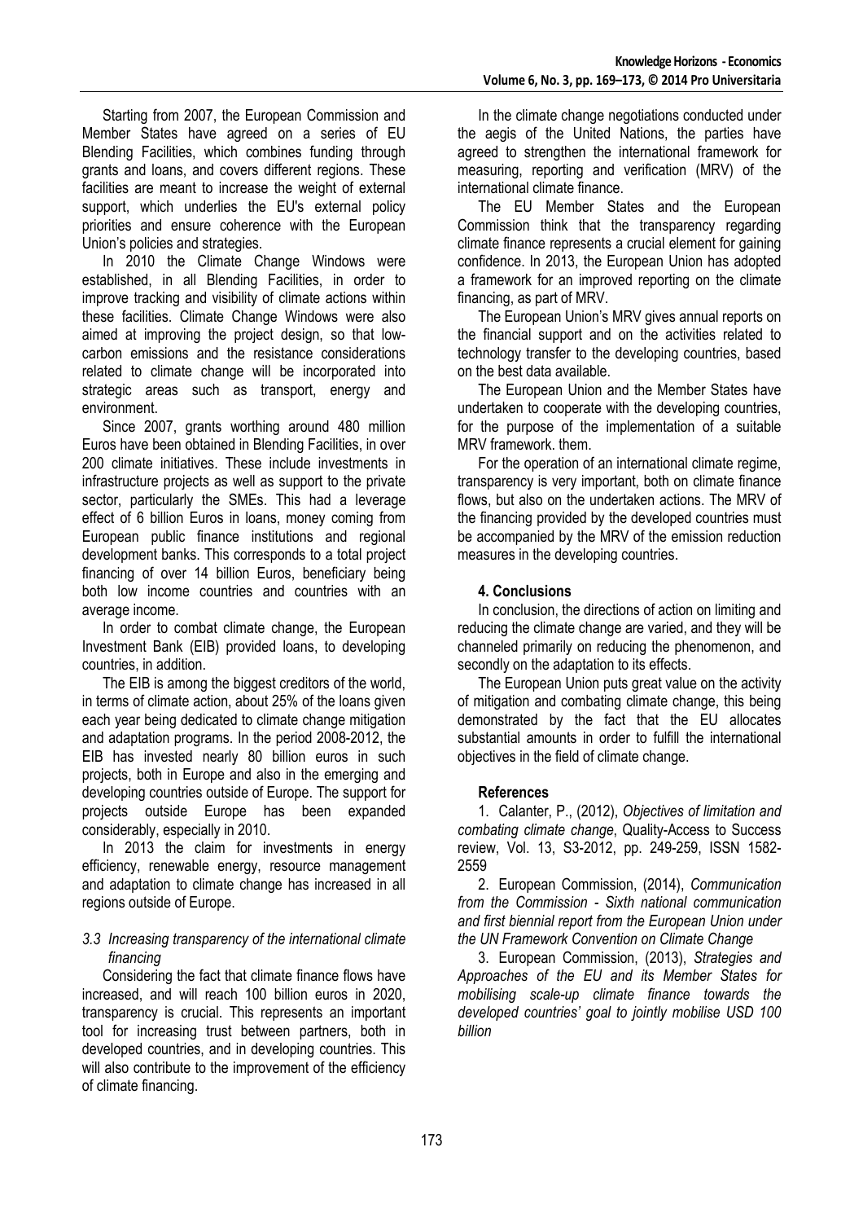Starting from 2007, the European Commission and Member States have agreed on a series of EU Blending Facilities, which combines funding through grants and loans, and covers different regions. These facilities are meant to increase the weight of external support, which underlies the EU's external policy priorities and ensure coherence with the European Union's policies and strategies.

In 2010 the Climate Change Windows were established, in all Blending Facilities, in order to improve tracking and visibility of climate actions within these facilities. Climate Change Windows were also aimed at improving the project design, so that low-carbon emissions and the resistance considerations related to climate change will be incorporated into strategic areas such as transport, energy and environment.

Since 2007, grants worthing around 480 million Euros have been obtained in Blending Facilities, in over 200 climate initiatives. These include investments in infrastructure projects as well as support to the private sector, particularly the SMEs. This had a leverage effect of 6 billion Euros in loans, money coming from European public finance institutions and regional development banks. This corresponds to a total project financing of over 14 billion Euros, beneficiary being both low income countries and countries with an average income.

In order to combat climate change, the European Investment Bank (EIB) provided loans, to developing countries, in addition.

The EIB is among the biggest creditors of the world, in terms of climate action, about 25% of the loans given each year being dedicated to climate change mitigation and adaptation programs. In the period 2008-2012, the EIB has invested nearly 80 billion euros in such projects, both in Europe and also in the emerging and developing countries outside of Europe. The support for projects outside Europe has been expanded considerably, especially in 2010.

In 2013 the claim for investments in energy efficiency, renewable energy, resource management and adaptation to climate change has increased in all regions outside of Europe.

### *3.3 Increasing transparency of the international climate financing*

Considering the fact that climate finance flows have increased, and will reach 100 billion euros in 2020, transparency is crucial. This represents an important tool for increasing trust between partners, both in developed countries, and in developing countries. This will also contribute to the improvement of the efficiency of climate financing.

In the climate change negotiations conducted under the aegis of the United Nations, the parties have agreed to strengthen the international framework for measuring, reporting and verification (MRV) of the international climate finance.

The EU Member States and the European Commission think that the transparency regarding climate finance represents a crucial element for gaining confidence. In 2013, the European Union has adopted a framework for an improved reporting on the climate financing, as part of MRV.

The European Union's MRV gives annual reports on the financial support and on the activities related to technology transfer to the developing countries, based on the best data available.

The European Union and the Member States have undertaken to cooperate with the developing countries, for the purpose of the implementation of a suitable MRV framework. them.

For the operation of an international climate regime, transparency is very important, both on climate finance flows, but also on the undertaken actions. The MRV of the financing provided by the developed countries must be accompanied by the MRV of the emission reduction measures in the developing countries.

## 4. Conclusions

In conclusion, the directions of action on limiting and reducing the climate change are varied, and they will be channeled primarily on reducing the phenomenon, and secondly on the adaptation to its effects.

The European Union puts great value on the activity of mitigation and combating climate change, this being demonstrated by the fact that the EU allocates substantial amounts in order to fulfill the international objectives in the field of climate change.

## References

1. Calanter, P., (2012), *Objectives of limitation and combating climate change*, Quality-Access to Success review, Vol. 13, S3-2012, pp. 249-259, ISSN 1582-2559
2. European Commission, (2014), *Communication from the Commission - Sixth national communication and first biennial report from the European Union under the UN Framework Convention on Climate Change*
3. European Commission, (2013), *Strategies and Approaches of the EU and its Member States for mobilising scale-up climate finance towards the developed countries' goal to jointly mobilise USD 100 billion*